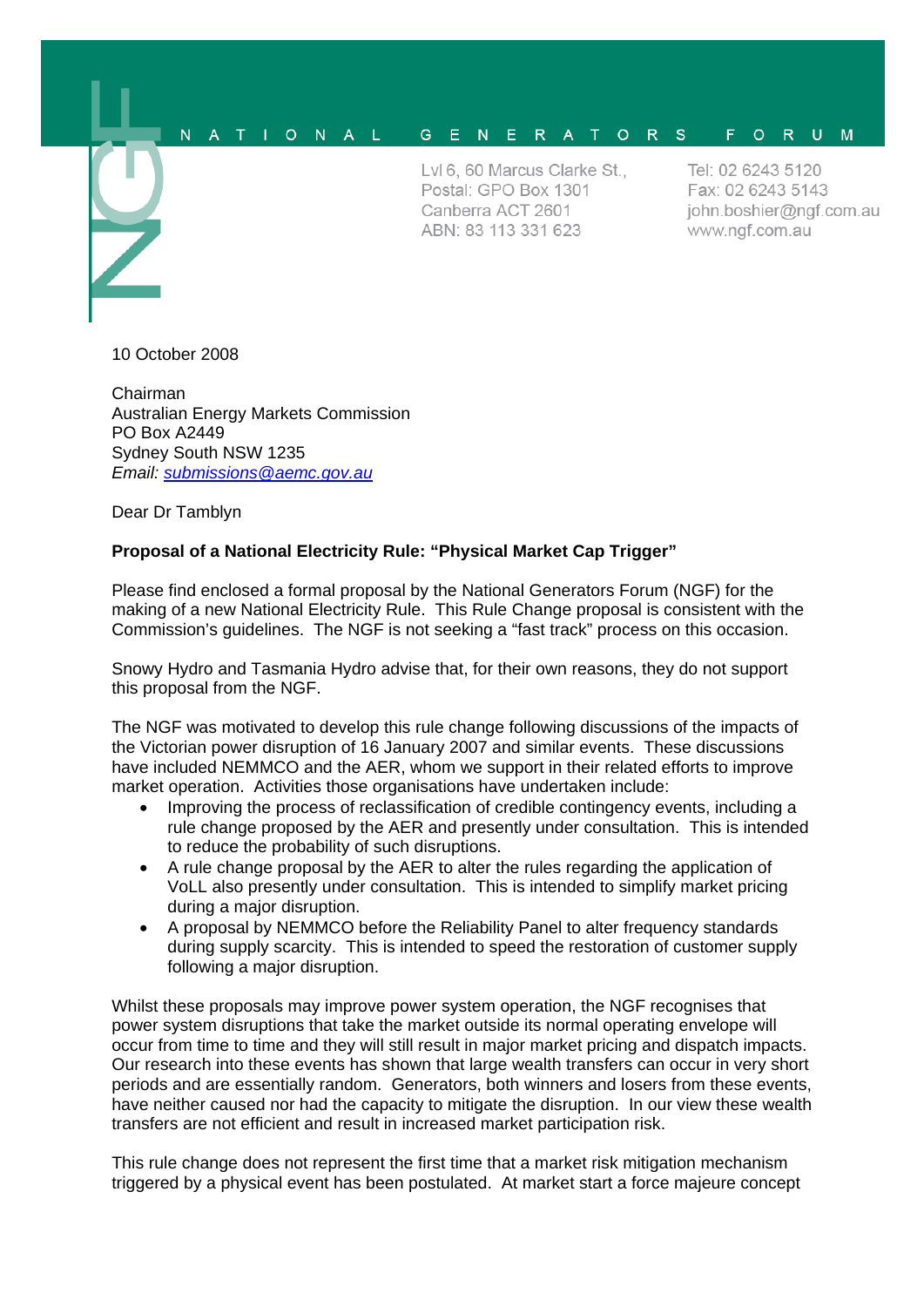NATIONAL GENERATORS FORUM

Lvl 6, 60 Marcus Clarke St.,
Postal: GPO Box 1301
Canberra ACT 2601
ABN: 83 113 331 623

Tel: 02 6243 5120
Fax: 02 6243 5143
john.boshier@ngf.com.au
www.ngf.com.au

10 October 2008

Chairman
Australian Energy Markets Commission
PO Box A2449
Sydney South NSW 1235
*Email: submissions@aemc.gov.au*

Dear Dr Tamblyn

**Proposal of a National Electricity Rule: "Physical Market Cap Trigger"**

Please find enclosed a formal proposal by the National Generators Forum (NGF) for the making of a new National Electricity Rule. This Rule Change proposal is consistent with the Commission's guidelines. The NGF is not seeking a "fast track" process on this occasion.

Snowy Hydro and Tasmania Hydro advise that, for their own reasons, they do not support this proposal from the NGF.

The NGF was motivated to develop this rule change following discussions of the impacts of the Victorian power disruption of 16 January 2007 and similar events. These discussions have included NEMMCO and the AER, whom we support in their related efforts to improve market operation. Activities those organisations have undertaken include:

- Improving the process of reclassification of credible contingency events, including a rule change proposed by the AER and presently under consultation. This is intended to reduce the probability of such disruptions.
- A rule change proposal by the AER to alter the rules regarding the application of VoLL also presently under consultation. This is intended to simplify market pricing during a major disruption.
- A proposal by NEMMCO before the Reliability Panel to alter frequency standards during supply scarcity. This is intended to speed the restoration of customer supply following a major disruption.

Whilst these proposals may improve power system operation, the NGF recognises that power system disruptions that take the market outside its normal operating envelope will occur from time to time and they will still result in major market pricing and dispatch impacts. Our research into these events has shown that large wealth transfers can occur in very short periods and are essentially random. Generators, both winners and losers from these events, have neither caused nor had the capacity to mitigate the disruption. In our view these wealth transfers are not efficient and result in increased market participation risk.

This rule change does not represent the first time that a market risk mitigation mechanism triggered by a physical event has been postulated. At market start a force majeure concept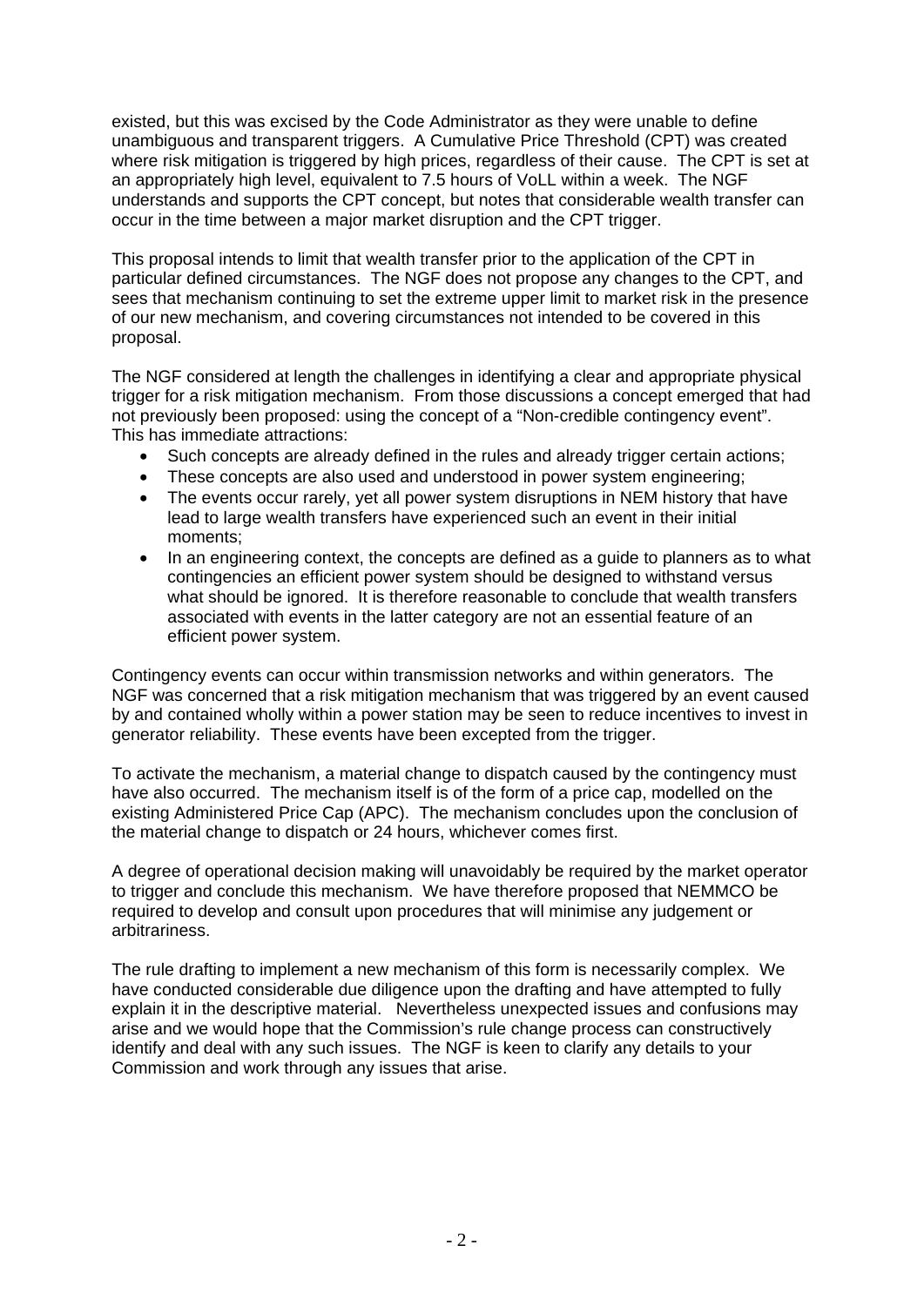existed, but this was excised by the Code Administrator as they were unable to define unambiguous and transparent triggers. A Cumulative Price Threshold (CPT) was created where risk mitigation is triggered by high prices, regardless of their cause. The CPT is set at an appropriately high level, equivalent to 7.5 hours of VoLL within a week. The NGF understands and supports the CPT concept, but notes that considerable wealth transfer can occur in the time between a major market disruption and the CPT trigger.

This proposal intends to limit that wealth transfer prior to the application of the CPT in particular defined circumstances. The NGF does not propose any changes to the CPT, and sees that mechanism continuing to set the extreme upper limit to market risk in the presence of our new mechanism, and covering circumstances not intended to be covered in this proposal.

The NGF considered at length the challenges in identifying a clear and appropriate physical trigger for a risk mitigation mechanism. From those discussions a concept emerged that had not previously been proposed: using the concept of a "Non-credible contingency event". This has immediate attractions:

- Such concepts are already defined in the rules and already trigger certain actions;
- These concepts are also used and understood in power system engineering;
- The events occur rarely, yet all power system disruptions in NEM history that have lead to large wealth transfers have experienced such an event in their initial moments;
- In an engineering context, the concepts are defined as a guide to planners as to what contingencies an efficient power system should be designed to withstand versus what should be ignored. It is therefore reasonable to conclude that wealth transfers associated with events in the latter category are not an essential feature of an efficient power system.

Contingency events can occur within transmission networks and within generators. The NGF was concerned that a risk mitigation mechanism that was triggered by an event caused by and contained wholly within a power station may be seen to reduce incentives to invest in generator reliability. These events have been excepted from the trigger.

To activate the mechanism, a material change to dispatch caused by the contingency must have also occurred. The mechanism itself is of the form of a price cap, modelled on the existing Administered Price Cap (APC). The mechanism concludes upon the conclusion of the material change to dispatch or 24 hours, whichever comes first.

A degree of operational decision making will unavoidably be required by the market operator to trigger and conclude this mechanism. We have therefore proposed that NEMMCO be required to develop and consult upon procedures that will minimise any judgement or arbitrariness.

The rule drafting to implement a new mechanism of this form is necessarily complex. We have conducted considerable due diligence upon the drafting and have attempted to fully explain it in the descriptive material. Nevertheless unexpected issues and confusions may arise and we would hope that the Commission's rule change process can constructively identify and deal with any such issues. The NGF is keen to clarify any details to your Commission and work through any issues that arise.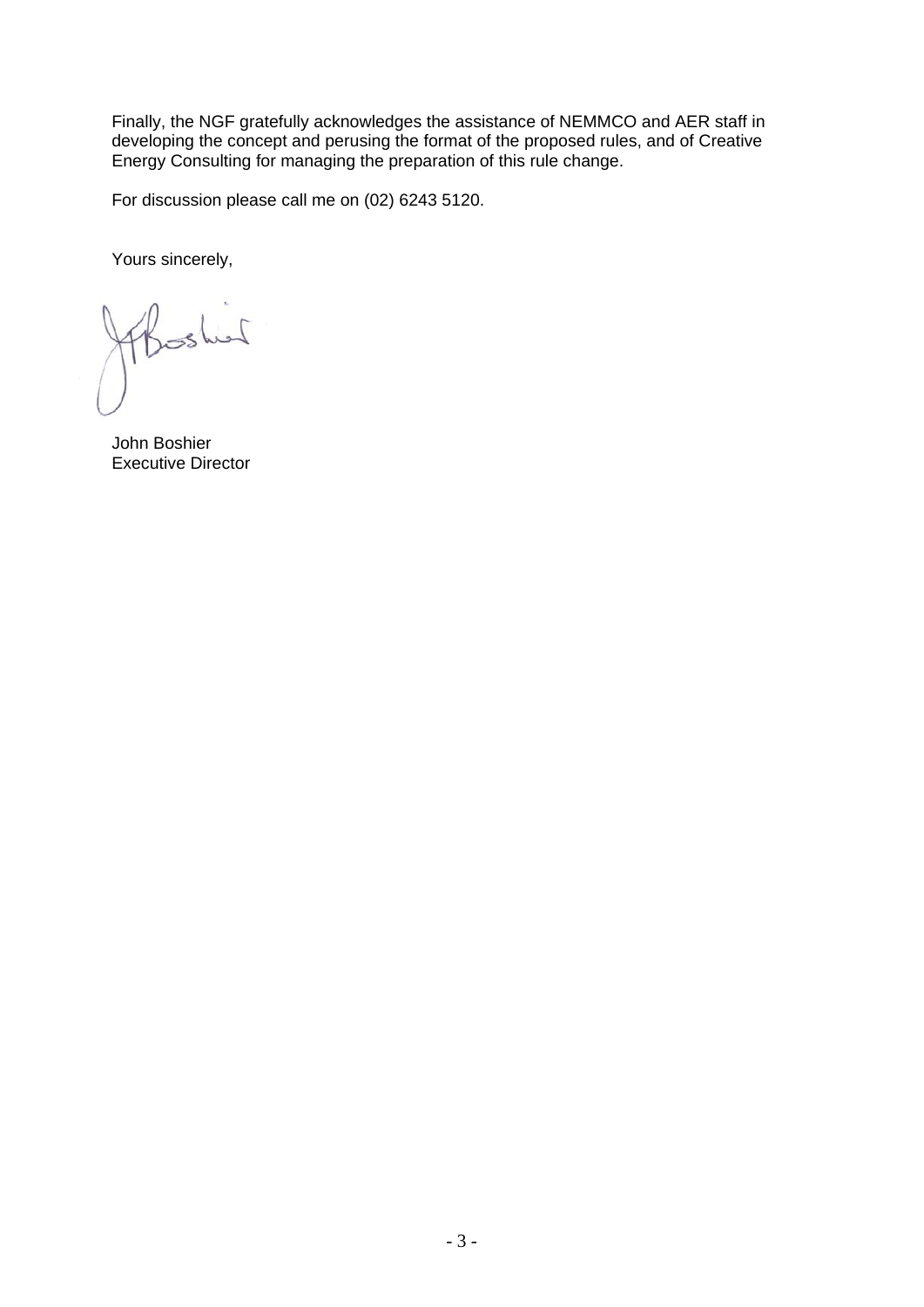Finally, the NGF gratefully acknowledges the assistance of NEMMCO and AER staff in developing the concept and perusing the format of the proposed rules, and of Creative Energy Consulting for managing the preparation of this rule change.

For discussion please call me on (02) 6243 5120.

Yours sincerely,

John Boshier
Executive Director